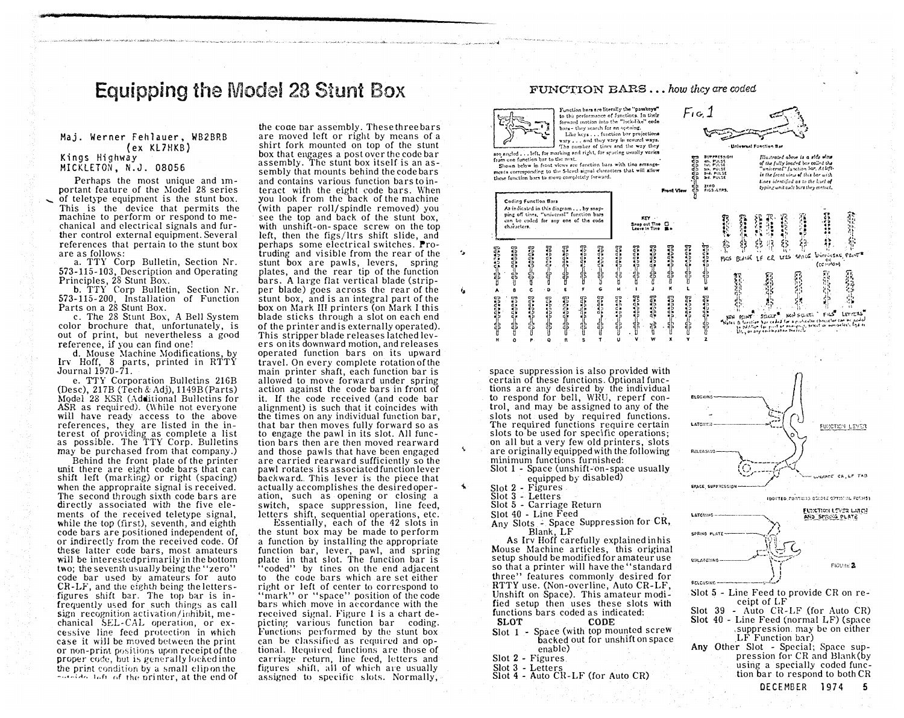# Equipping the Model 28 Stunt Box

Maj. Werner Fehlauer, WB2BRB
(ex KL7HKB)
Kings Highway
MICKLETON, N.J. 08056

Perhaps the most unique and important feature of the Model 28 series of teletype equipment is the stunt box. This is the device that permits the machine to perform or respond to mechanical and electrical signals and further control external equipment. Several references that pertain to the stunt box are as follows:

a. TTY Corp Bulletin, Section Nr. 573-115-103, Description and Operating Principles, 28 Stunt Box.

b. TTY Corp Bulletin, Section Nr. 573-115-200, Installation of Function Parts on a 28 Stunt Box.

c. The 28 Stunt Box, A Bell System color brochure that, unfortunately, is out of print, but nevertheless a good reference, if you can find one!

d. Mouse Machine Modifications, by Irv Hoff, 8 parts, printed in RTTY Journal 1970-71.

e. TTY Corporation Bulletins 216B (Desc), 217B (Tech & Adj), 1149B (Parts) Model 28 KSR (Additional Bulletins for ASR as required). (While not everyone will have ready access to the above references, they are listed in the interest of providing as complete a list as possible. The TTY Corp. Bulletins may be purchased from that company.)

Behind the front plate of the printer unit there are eight code bars that can shift left (marking) or right (spacing) when the appropraite signal is received. The second through sixth code bars are directly associated with the five elements of the received teletype signal, while the top (first), seventh, and eighth code bars are positioned independent of, or indirectly from the received code. Of these latter code bars, most amateurs will be interested primarily in the bottom two; the seventh usually being the "zero" code bar used by amateurs for auto CR-LF, and the eighth being the letters-figures shift bar. The top bar is infrequently used for such things as call sign recognition activation/inhibit, mechanical SEL-CAL operation, or excessive line feed protection in which case it will be moved between the print or non-print positions upon receipt of the proper code, but is generally locked into the print condition by a small clip on the outside left of the printer, at the end of the code bar assembly. These three bars are moved left or right by means of a shirt fork mounted on top of the stunt box that engages a post over the code bar assembly. The stunt box itself is an assembly that mounts behind the code bars and contains various function bars to interact with the eight code bars. When you look from the back of the machine (with paper roll/spindle removed) you see the top and back of the stunt box, with unshift-on-space screw on the top left, then the figs/ltrs shift slide, and perhaps some electrical switches. Protruding and visible from the rear of the stunt box are pawls, levers, spring plates, and the rear tip of the function bars. A large flat vertical blade (stripper blade) goes across the rear of the stunt box, and is an integral part of the box on Mark III printers (on Mark I this blade sticks through a slot on each end of the printer and is externally operated). This stripper blade releases latched levers on its downward motion, and releases operated function bars on its upward travel. On every complete rotation of the main printer shaft, each function bar is allowed to move forward under spring action against the code bars in front of it. If the code received (and code bar alignment) is such that it coincides with the times on any individual function bar, that bar then moves fully forward so as to engage the pawl in its slot. All function bars then are then moved rearward and those pawls that have been engaged are carried rearward sufficiently so the pawl rotates its associated function lever backward. This lever is the piece that actually accomplishes the desired operation, such as opening or closing a switch, space suppression, line feed, letters shift, sequential operations, etc.

Essentially, each of the 42 slots in the stunt box may be made to perform a function by installing the appropriate function bar, lever, pawl, and spring plate in that slot. The function bar is "coded" by tines on the end adjacent to the code bars which are set either right or left of center to correspond to "mark" or "space" position of the code bars which move in accordance with the received signal. Figure 1 is a chart depicting various function bar coding. Functions performed by the stunt box can be classified as required and optional. Required functions are those of carriage return, line feed, letters and figures shift, all of which are usually assigned to specific slots. Normally, space suppression is also provided with certain of these functions. Optional functions are any desired by the individual to respond for bell, WRU, reperf control, and may be assigned to any of the slots not used by required functions. The required functions require certain slots to be used for specific operations; on all but a very few old printers, slots are originally equipped with the following minimum functions furnished:

Slot 1 - Space (unshift-on-space usually equipped by disabled)
Slot 2 - Figures
Slot 3 - Letters
Slot 5 - Carriage Return
Slot 40 - Line Feed
Any Slots - Space Suppression for CR, Blank, LF

As Irv Hoff carefully explained in his Mouse Machine articles, this original setup should be modified for amateur use so that a printer will have the "standard three" features commonly desired for RTTY use. (Non-overline, Auto CR-LF, Unshift on Space). This amateur modified setup then uses these slots with functions bars coded as indicated:

| SLOT | CODE |
|---|---|
| Slot 1 | Space (with top mounted screw backed out for unshift on space enable) |
| Slot 2 | Figures |
| Slot 3 | Letters |
| Slot 4 | Auto CR-LF (for Auto CR) |
| Slot 5 | Line Feed to provide CR on receipt of LF |
| Slot 39 | Auto CR-LF (for Auto CR) |
| Slot 40 | Line Feed (normal LF) (space suppression may be on either LF Function bar) |
| Any Other Slot | Special; Space suppression for CR and Blank (by using a specially coded function bar to respond to both CR |

## FUNCTION BARS ... *how they are coded*

Function bars are literally the "passkeys" to the performance of functions. In their forward motion into the "lock-like" code bars - they search for an opening.

Like keys ... function bar projections vary ... and they vary in several ways. The number of tines and the way they are angled ... left, for marking and right, for spacing usually varies from one function bar to the next.

Shown below in front views are function bars with tine arrangements corresponding to the 5-level signal characters that will allow these function bars to move completely forward.

FIG. 1

Universal Function Bar

*Illustrated above is a side view of the fully loaded bar called the "universal" function bar. At left is the front view of this bar with tines identified as to the level of typing unit code bars they contact.*

Front View: SUPPRESSION, 4th. PULSE, 1st. PULSE, 5th. PULSE, 2nd. PULSE, 3rd. PULSE, ZERO, FIGS.-LTRS.

**Coding Function Bars**

As indicated in this diagram ... by snapping off tines, "universal" function bars can be coded for any one of the code characters.

KEY: Snap out Tine / Leave in Tine

A B C D E F G H I J K L M

N O P Q R S T U V W X Y Z

FIGS BLANK LF CR LTRS SPACE UNIVERSAL PRINT* (or COMMON)

NON PRINT* SELECT* NON SELECT* FIGS* LETTERS*

*Note: A function bar coded for a particular character can be coded to function for print or non-print, select or non-select, figs or ltrs, or any combination thereof.

BLOCKING, LATCHING, RELEASING, SPACE SUPPRESSION — FUNCTION LEVER — OPERATE CR, LF TAB

(DOTTED PORTIONS DENOTE OPTIONAL FORMS)

LATCHING, SPRING PLATE, UNLATCHING, RELEASING — FUNCTION LEVER LATCH AND SPRING PLATE

FIGURE 2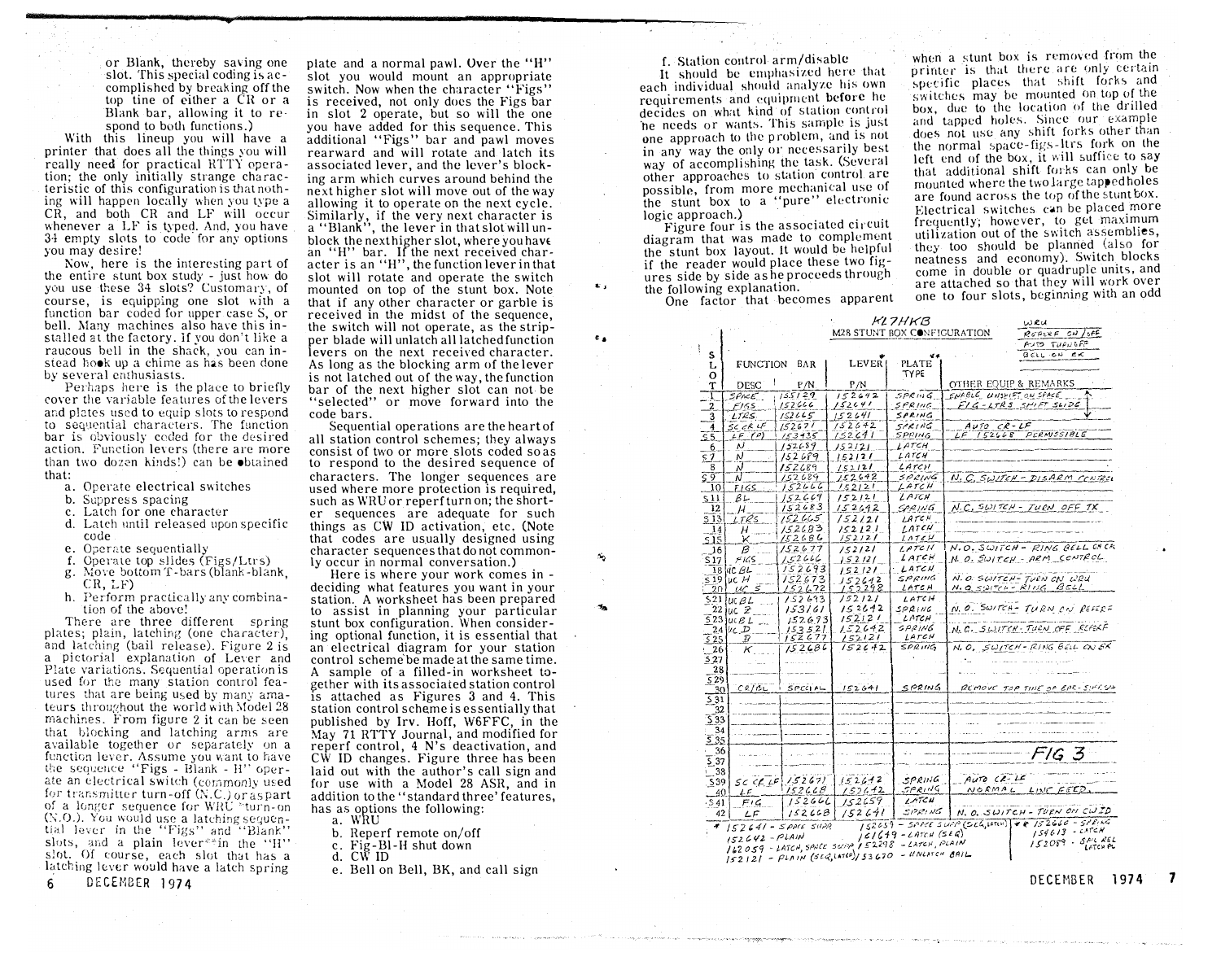or Blank, thereby saving one slot. This special coding is accomplished by breaking off the top tine of either a CR or a Blank bar, allowing it to respond to both functions.)

With this lineup you will have a printer that does all the things you will really need for practical RTTY operation; the only initially strange characteristic of this configuration is that nothing will happen locally when you type a CR, and both CR and LF will occur whenever a LF is typed. And, you have 34 empty slots to code for any options you may desire!

Now, here is the interesting part of the entire stunt box study - just how do you use these 34 slots? Customary, of course, is equipping one slot with a function bar coded for upper case S, or bell. Many machines also have this installed at the factory. If you don't like a raucous bell in the shack, you can instead hook up a chime as has been done by several enthusiasts.

Perhaps here is the place to briefly cover the variable features of the levers and plates used to equip slots to respond to sequential characters. The function bar is obviously coded for the desired action. Function levers (there are more than two dozen kinds!) can be obtained that:

a. Operate electrical switches
b. Suppress spacing
c. Latch for one character
d. Latch until released upon specific code
e. Operate sequentially
f. Operate top slides (Figs/Ltrs)
g. Move bottom T-bars (blank-blank, CR, LF)
h. Perform practically any combination of the above!

There are three different spring plates; plain, latching (one character), and latching (bail release). Figure 2 is a pictorial explanation of Lever and Plate variations. Sequential operation is used for the many station control features that are being used by many amateurs throughout the world with Model 28 machines. From figure 2 it can be seen that blocking and latching arms are available together or separately on a function lever. Assume you want to have the sequence "Figs - Blank - H" operate an electrical switch (commonly used for transmitter turn-off (N.C.) or as part of a longer sequence for WRU "turn-on (N.O.). You would use a latching sequential lever in the "Figs" and "Blank" slots, and a plain lever** in the "H" slot. Of course, each slot that has a latching lever would have a latch spring plate and a normal pawl. Over the "H" slot you would mount an appropriate switch. Now when the character "Figs" is received, not only does the Figs bar in slot 2 operate, but so will the one you have added for this sequence. This additional "Figs" bar and pawl moves rearward and will rotate and latch its associated lever, and the lever's blocking arm which curves around behind the next higher slot will move out of the way allowing it to operate on the next cycle. Similarly, if the very next character is a "Blank", the lever in that slot will unblock the next higher slot, where you have an "H" bar. If the next received character is an "H", the function lever in that slot will rotate and operate the switch mounted on top of the stunt box. Note that if any other character or garble is received in the midst of the sequence, the switch will not operate, as the stripper blade will unlatch all latched function levers on the next received character. As long as the blocking arm of the lever is not latched out of the way, the function bar of the next higher slot can not be "selected" or move forward into the code bars.

Sequential operations are the heart of all station control schemes; they always consist of two or more slots coded so as to respond to the desired sequence of characters. The longer sequences are used where more protection is required, such as WRU or reperf turn on; the shorter sequences are adequate for such things as CW ID activation, etc. (Note that codes are usually designed using character sequences that do not commonly occur in normal conversation.)

Here is where your work comes in - deciding what features you want in your station. A worksheet has been prepared to assist in planning your particular stunt box configuration. When considering optional function, it is essential that an electrical diagram for your station control scheme be made at the same time. A sample of a filled-in worksheet together with its associated station control is attached as Figures 3 and 4. This station control scheme is essentially that published by Irv. Hoff, W6FFC, in the May 71 RTTY Journal, and modified for reperf control, 4 N's deactivation, and CW ID changes. Figure three has been laid out with the author's call sign and for use with a Model 28 ASR, and in addition to the "standard three' features, has as options the following:

a. WRU
b. Reperf remote on/off
c. Fig-Bl-H shut down
d. CW ID
e. Bell on Bell, BK, and call sign
f. Station control arm/disable

It should be emphasized here that each individual should analyze his own requirements and equipment before he decides on what kind of station control he needs or wants. This sample is just one approach to the problem, and is not in any way the only or necessarily best way of accomplishing the task. (Several other approaches to station control are possible, from more mechanical use of the stunt box to a "pure" electronic logic approach.)

Figure four is the associated circuit diagram that was made to complement the stunt box layout. It would be helpful if the reader would place these two figures side by side as he proceeds through the following explanation.

One factor that becomes apparent when a stunt box is removed from the printer is that there are only certain specific places that shift forks and switches may be mounted on top of the box, due to the location of the drilled and tapped holes. Since our example does not use any shift forks other than the normal space-figs-ltrs fork on the left end of the box, it will suffice to say that additional shift forks can only be mounted where the two large tapped holes are found across the top of the stunt box. Electrical switches can be placed more frequently; however, to get maximum utilization out of the switch assemblies, they too should be planned (also for neatness and economy). Switch blocks come in double or quadruple units, and are attached so that they will work over one to four slots, beginning with an odd

KL7HKB

M28 STUNT BOX CONFIGURATION

WRU / REPERF ON/OFF / AUTO TURNOFF / BELL ON BK

| SLOT | FUNCTION BAR DESC | FUNCTION BAR P/N | LEVER* P/N | PLATE** TYPE | OTHER EQUIP & REMARKS |
|---|---|---|---|---|---|
| 1 | SPACE | 155129 | 152642 | SPRING | ENABLE UNSHIFT ON SPACE |
| 2 | FIGS | 152666 | 152641 | SPRING | FIG-LTRS SHIFT SLIDE |
| 3 | LTRS | 152665 | 152641 | SPRING | |
| 4 | SC CR LF | 152671 | 152642 | SPRING | AUTO CR-LF |
| S5 | LF (P) | 153435 | 152641 | SPRING | LF 152668 PERMISSIBLE |
| 6 | N | 152689 | 152121 | LATCH | |
| S7 | N | 152689 | 152121 | LATCH | |
| 8 | N | 152689 | 152121 | LATCH | |
| S9 | N | 152689 | 152642 | SPRING | N.C. SWITCH - DISARM CONTROL |
| 10 | FIGS | 152666 | 152121 | LATCH | |
| S11 | BL | 152669 | 152121 | LATCH | |
| 12 | H | 152683 | 152642 | SPRING | N.C. SWITCH - TURN OFF TX |
| S13 | LTRS | 152665 | 152121 | LATCH | |
| 14 | H | 152683 | 152121 | LATCH | |
| S15 | K | 152686 | 152121 | LATCH | |
| 16 | B | 152677 | 152121 | LATCH | N.O. SWITCH - RING BELL ON CR |
| S17 | FIGS | 152666 | 152121 | LATCH | N.O. SWITCH - ARM CONTROL |
| 18 | UC BL | 152693 | 152121 | LATCH | |
| S19 | UC H | 152673 | 152642 | SPRING | N.O. SWITCH - TURN ON WRU |
| 20 | UC S | 152672 | 152298 | LATCH | N.O. SWITCH - RING BELL |
| S21 | UC BL | 152693 | 152121 | LATCH | |
| 22 | UC Z | 153161 | 152642 | SPRING | N.O. SWITCH - TURN ON REPERF |
| S23 | UC BL | 152693 | 152121 | LATCH | |
| 24 | UC D | 153521 | 152642 | SPRING | N.C. SWITCH - TURN OFF REPERF |
| S25 | B | 152677 | 152121 | LATCH | |
| 26 | K | 152686 | 152642 | SPRING | N.O. SWITCH - RING BELL ON BK |
| S27 | | | | | |
| 28 | | | | | |
| S29 | | | | | |
| 30 | CR/BL | SPECIAL | 152641 | SPRING | REMOVE TOP TINE OF BAR - SUPP SP |
| S31 | | | | | |
| 32 | | | | | |
| S33 | | | | | |
| 34 | | | | | |
| S35 | | | | | |
| 36 | | | | | |
| S37 | | | | | |
| 38 | | | | | |
| S39 | SC CR LF | 152671 | 152642 | SPRING | AUTO CR-LF |
| 40 | LF | 152668 | 152642 | SPRING | NORMAL LINE FEED |
| S41 | FIG | 152666 | 152659 | LATCH | |
| 42 | LF | 152668 | 152641 | SPRING | N.O. SWITCH - TURN ON CW ID |

\* 152641 - SPACE SUPP; 152642 - PLAIN; 162059 - LATCH, SPACE SUPP; 152121 - PLAIN (SEQ, LATCH); 152659 - SPACE SUPP (SEQ, LATCH); 161649 - LATCH (SEQ); 152298 - LATCH, PLAIN; 153670 - UNLATCH BAIL

\*\* 152660 - SPRING; 154613 - LATCH; 152089 - SPRING REL LATCH PL

FIG 3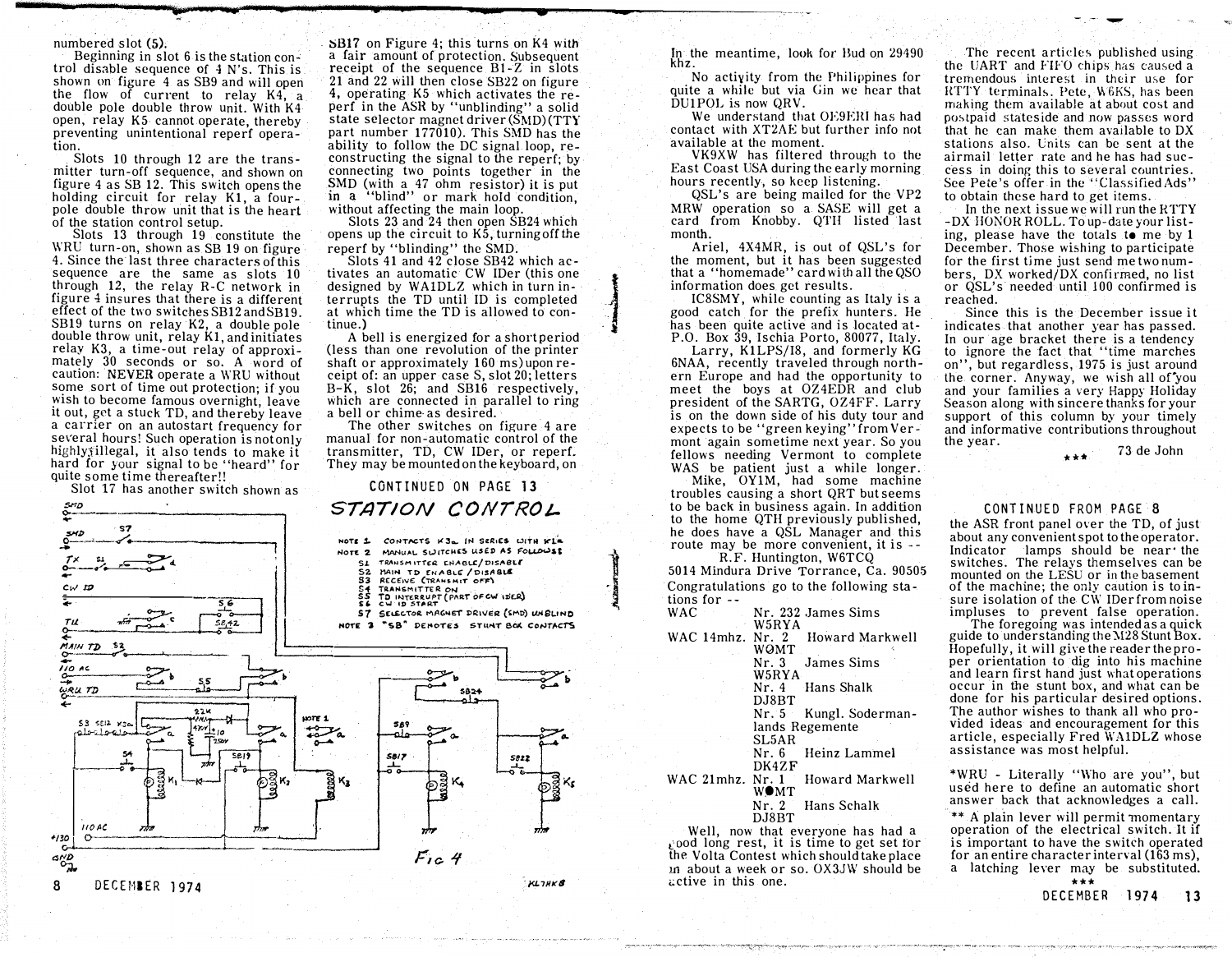numbered slot (5).

Beginning in slot 6 is the station control disable sequence of 4 N's. This is shown on figure 4 as SB9 and will open the flow of current to relay K4, a double pole double throw unit. With K4 open, relay K5 cannot operate, thereby preventing unintentional reperf operation.

Slots 10 through 12 are the transmitter turn-off sequence, and shown on figure 4 as SB 12. This switch opens the holding circuit for relay K1, a four-pole double throw unit that is the heart of the station control setup.

Slots 13 through 19 constitute the WRU turn-on, shown as SB 19 on figure 4. Since the last three characters of this sequence are the same as slots 10 through 12, the relay R-C network in figure 4 insures that there is a different effect of the two switches SB12 and SB19. SB19 turns on relay K2, a double pole double throw unit, relay K1, and initiates relay K3, a time-out relay of approximately 30 seconds or so. A word of caution: NEVER operate a WRU without some sort of time out protection; if you wish to become famous overnight, leave it out, get a stuck TD, and thereby leave a carrier on an autostart frequency for several hours! Such operation is not only highly illegal, it also tends to make it hard for your signal to be "heard" for quite some time thereafter!!

Slot 17 has another switch shown as SB17 on Figure 4; this turns on K4 with a fair amount of protection. Subsequent receipt of the sequence B1-Z in slots 21 and 22 will then close SB22 on figure 4, operating K5 which activates the reperf in the ASR by "unblinding" a solid state selector magnet driver (SMD) (TTY part number 177010). This SMD has the ability to follow the DC signal loop, reconstructing the signal to the reperf; by connecting two points together in the SMD (with a 47 ohm resistor) it is put in a "blind" or mark hold condition, without affecting the main loop.

Slots 23 and 24 then open SB24 which opens up the circuit to K5, turning off the reperf by "blinding" the SMD.

Slots 41 and 42 close SB42 which activates an automatic CW IDer (this one designed by WA1DLZ which in turn interrupts the TD until ID is completed at which time the TD is allowed to continue.)

A bell is energized for a short period (less than one revolution of the printer shaft or approximately 160 ms) upon receipt of: an upper case S, slot 20; letters B-K, slot 26; and SB16 respectively, which are connected in parallel to ring a bell or chime as desired.

The other switches on figure 4 are manual for non-automatic control of the transmitter, TD, CW IDer, or reperf. They may be mounted on the keyboard, on

CONTINUED ON PAGE 13

## STATION CONTROL

NOTE 1 CONTACTS K3a IN SERIES WITH K1a
NOTE 2 MANUAL SWITCHES USED AS FOLLOWS:
S1 TRANSMITTER ENABLE/DISABLE
S2 MAIN TD ENABLE/DISABLE
S3 RECEIVE (TRANSMIT OFF)
S4 TRANSMITTER ON
S5 TD INTERRUPT (PART OF CW IDER)
S6 CW ID START
S7 SELECTOR MAGNET DRIVER (SMD) UNBLIND
NOTE 3 "SB" DENOTES STUNT BOX CONTACTS

SMD
SMD S7
TX S1
CW ID
TD S6 SB42
MAIN TD S2
110 AC
WRU TD S5
S3 SB12 K3a
22K
470
10 250V
S4
SB19
K1 K2 K3
NOTE 1
SB9 SB17 K4
SB24 SB22 K5
110 AC
+130
GND

Fig 4

In the meantime, look for Bud on 29490 khz.

No activity from the Philippines for quite a while but via Gin we hear that DU1POL is now QRV.

We understand that OE9ERI has had contact with XT2AE but further info not available at the moment.

VK9XW has filtered through to the East Coast USA during the early morning hours recently, so keep listening.

QSL's are being mailed for the VP2 MRW operation so a SASE will get a card from Knobby. QTH listed last month.

Ariel, 4X4MR, is out of QSL's for the moment, but it has been suggested that a "homemade" card with all the QSO information does get results.

IC8SMY, while counting as Italy is a good catch for the prefix hunters. He has been quite active and is located at P.O. Box 39, Ischia Porto, 80077, Italy.

Larry, K1LPS/I8, and formerly KG 6NAA, recently traveled through northern Europe and had the opportunity to meet the boys at OZ4EDR and club president of the SARTG, OZ4FF. Larry is on the down side of his duty tour and expects to be "green keying" from Vermont again sometime next year. So you fellows needing Vermont to complete WAS be patient just a while longer.

Mike, OY1M, had some machine troubles causing a short QRT but seems to be back in business again. In addition to the home QTH previously published, he does have a QSL Manager and this route may be more convenient, it is --

R.F. Huntington, W6TCQ
5014 Mindura Drive Torrance, Ca. 90505

Congratulations go to the following stations for --

| | | |
|---|---|---|
| WAC | Nr. 232 | James Sims W5RYA |
| WAC 14mhz. | Nr. 2 | Howard Markwell WØMT |
| | Nr. 3 | James Sims W5RYA |
| | Nr. 4 | Hans Shalk DJ8BT |
| | Nr. 5 | Kungl. Soderman-lands Regemente SL5AR |
| | Nr. 6 | Heinz Lammel DK4ZF |
| WAC 21mhz. | Nr. 1 | Howard Markwell WØMT |
| | Nr. 2 | Hans Schalk DJ8BT |

Well, now that everyone has had a good long rest, it is time to get set for the Volta Contest which should take place in about a week or so. OX3JW should be active in this one.

The recent articles published using the UART and FIFO chips has caused a tremendous interest in their use for RTTY terminals. Pete, W6KS, has been making them available at about cost and postpaid stateside and now passes word that he can make them available to DX stations also. Units can be sent at the airmail letter rate and he has had success in doing this to several countries. See Pete's offer in the "Classified Ads" to obtain these hard to get items.

In the next issue we will run the RTTY -DX HONOR ROLL. To up-date your listing, please have the totals to me by 1 December. Those wishing to participate for the first time just send me two numbers, DX worked/DX confirmed, no list or QSL's needed until 100 confirmed is reached.

Since this is the December issue it indicates that another year has passed. In our age bracket there is a tendency to ignore the fact that "time marches on", but regardless, 1975 is just around the corner. Anyway, we wish all of you and your families a very Happy Holiday Season along with sincere thanks for your support of this column by your timely and informative contributions throughout the year.

73 de John

***

CONTINUED FROM PAGE 8

the ASR front panel over the TD, of just about any convenient spot to the operator. Indicator lamps should be near the switches. The relays themselves can be mounted on the LESU or in the basement of the machine; the only caution is to insure isolation of the CW IDer from noise impluses to prevent false operation.

The foregoing was intended as a quick guide to understanding the M28 Stunt Box. Hopefully, it will give the reader the proper orientation to dig into his machine and learn first hand just what operations occur in the stunt box, and what can be done for his particular desired options. The author wishes to thank all who provided ideas and encouragement for this article, especially Fred WA1DLZ whose assistance was most helpful.

*WRU - Literally "Who are you", but used here to define an automatic short answer back that acknowledges a call.

** A plain lever will permit momentary operation of the electrical switch. It if is important to have the switch operated for an entire character interval (163 ms), a latching lever may be substituted.

***